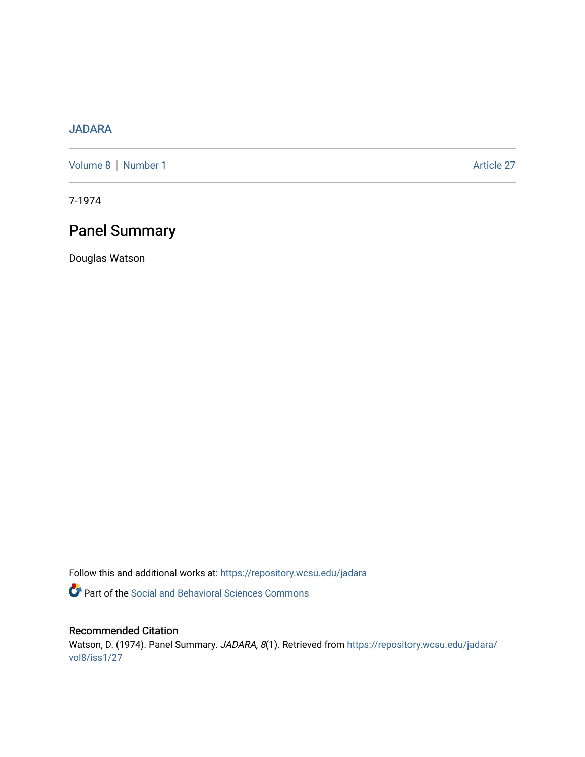JADARA

Volume 8 | Number 1 Article 27

7-1974

# Panel Summary

Douglas Watson

Follow this and additional works at: https://repository.wcsu.edu/jadara

Part of the Social and Behavioral Sciences Commons

## Recommended Citation

Watson, D. (1974). Panel Summary. *JADARA, 8*(1). Retrieved from https://repository.wcsu.edu/jadara/vol8/iss1/27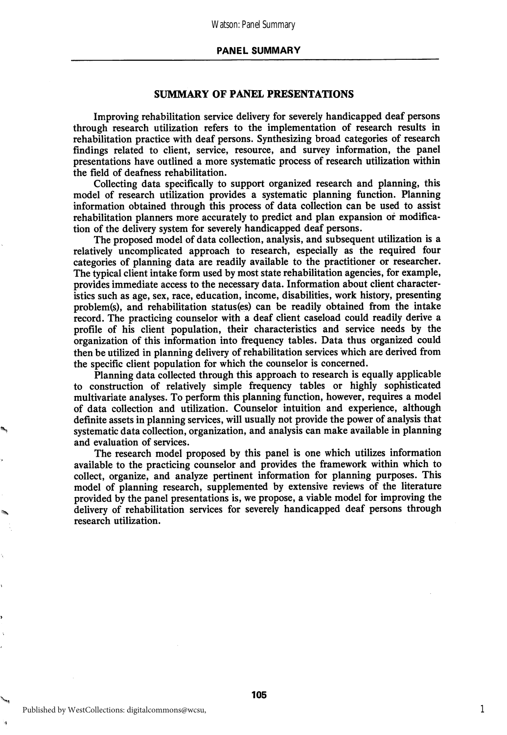## PANEL SUMMARY

### SUMMARY OF PANEL PRESENTATIONS

Improving rehabilitation service delivery for severely handicapped deaf persons through research utilization refers to the implementation of research results in rehabilitation practice with deaf persons. Synthesizing broad categories of research findings related to client, service, resource, and survey information, the panel presentations have outlined a more systematic process of research utilization within the field of deafness rehabilitation.

Collecting data specifically to support organized research and planning, this model of research utilization provides a systematic planning function. Planning information obtained through this process of data collection can be used to assist rehabilitation planners more accurately to predict and plan expansion or modification of the delivery system for severely handicapped deaf persons.

The proposed model of data collection, analysis, and subsequent utilization is a relatively uncomplicated approach to research, especially as the required four categories of planning data are readily available to the practitioner or researcher. The typical client intake form used by most state rehabilitation agencies, for example, provides immediate access to the necessary data. Information about client characteristics such as age, sex, race, education, income, disabilities, work history, presenting problem(s), and rehabilitation status(es) can be readily obtained from the intake record. The practicing counselor with a deaf client caseload could readily derive a profile of his client population, their characteristics and service needs by the organization of this information into frequency tables. Data thus organized could then be utilized in planning delivery of rehabilitation services which are derived from the specific client population for which the counselor is concerned.

Planning data collected through this approach to research is equally applicable to construction of relatively simple frequency tables or highly sophisticated multivariate analyses. To perform this planning function, however, requires a model of data collection and utilization. Counselor intuition and experience, although definite assets in planning services, will usually not provide the power of analysis that systematic data collection, organization, and analysis can make available in planning and evaluation of services.

The research model proposed by this panel is one which utilizes information available to the practicing counselor and provides the framework within which to collect, organize, and analyze pertinent information for planning purposes. This model of planning research, supplemented by extensive reviews of the literature provided by the panel presentations is, we propose, a viable model for improving the delivery of rehabilitation services for severely handicapped deaf persons through research utilization.